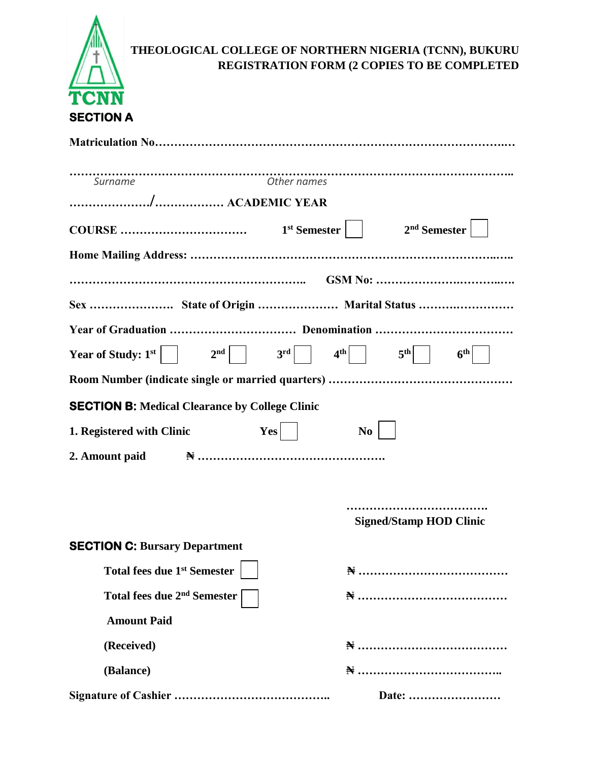TCNN

**THEOLOGICAL COLLEGE OF NORTHERN NIGERIA (TCNN), BUKURU**
**REGISTRATION FORM (2 COPIES TO BE COMPLETED**

## SECTION A

**Matriculation No…………………………………………………………………………….**

……………………………………………………………………………………………………..
*Surname* *Other names*

**………………/……………. ACADEMIC YEAR**

**COURSE ……………………………** **1st Semester** ☐ **2nd Semester** ☐

**Home Mailing Address: ………………………………………………………………………..**

**……………………………………………………….. GSM No: ……………………………….**

**Sex …………………. State of Origin ………………… Marital Status ………………………**

**Year of Graduation …………………………… Denomination ………………………………**

**Year of Study: 1st** ☐ **2nd** ☐ **3rd** ☐ **4th** ☐ **5th** ☐ **6th** ☐

**Room Number (indicate single or married quarters) …………………………………………**

## SECTION B: Medical Clearance by College Clinic

**1. Registered with Clinic** **Yes** ☐ **No** ☐

**2. Amount paid** **₦ ………………………………………….**

**………………………………**
**Signed/Stamp HOD Clinic**

## SECTION C: Bursary Department

**Total fees due 1st Semester** ☐ **₦ …………………………………**

**Total fees due 2nd Semester** ☐ **₦ …………………………………**

**Amount Paid**

**(Received)** **₦ …………………………………**

**(Balance)** **₦ ………………………………..**

**Signature of Cashier …………………………………..** **Date: ……………………**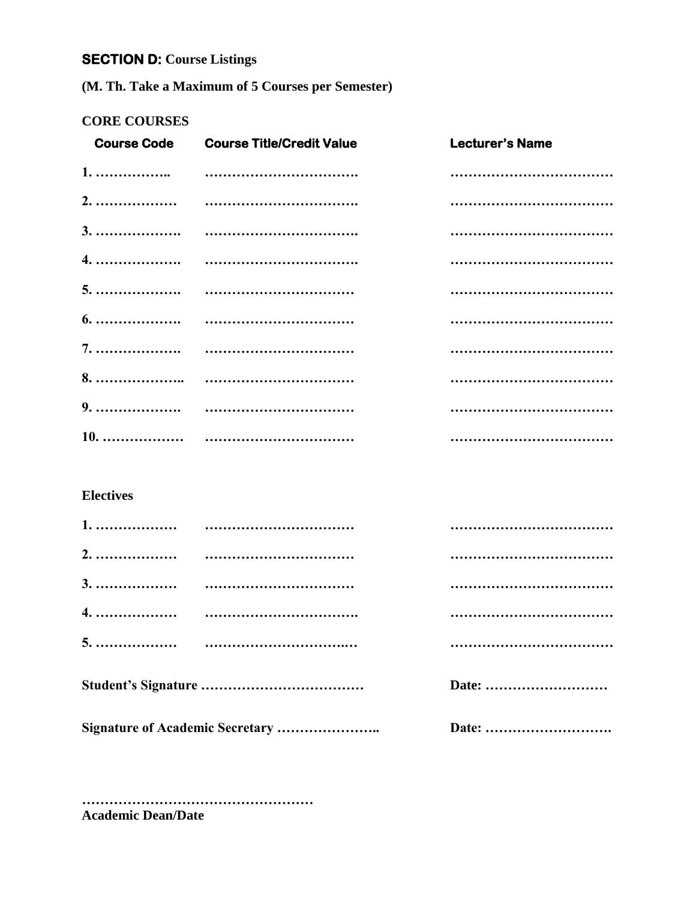**SECTION D:** Course Listings

**(M. Th. Take a Maximum of 5 Courses per Semester)**

**CORE COURSES**

| Course Code | Course Title/Credit Value | Lecturer's Name |
|---|---|---|
| 1. …………….. | ……………………………. | ……………………………… |
| 2. ……………… | ……………………………. | ……………………………… |
| 3. ………………. | ……………………………. | ……………………………… |
| 4. ………………. | ……………………………. | ……………………………… |
| 5. ………………. | …………………………… | ……………………………… |
| 6. ………………. | …………………………… | ……………………………… |
| 7. ………………. | …………………………… | ……………………………… |
| 8. ……………….. | …………………………… | ……………………………… |
| 9. ………………. | …………………………… | ……………………………… |
| 10. ……………… | …………………………… | ……………………………… |

**Electives**

| | | |
|---|---|---|
| 1. ……………… | …………………………… | ……………………………… |
| 2. ……………… | …………………………… | ……………………………… |
| 3. ……………… | …………………………… | ……………………………… |
| 4. ……………… | ……………………………. | ……………………………… |
| 5. ……………… | …………………………..… | ……………………………… |

**Student's Signature ………………………………** **Date: ………………………**

**Signature of Academic Secretary …………………..** **Date: ……………………….**

**……………………………………………**
**Academic Dean/Date**